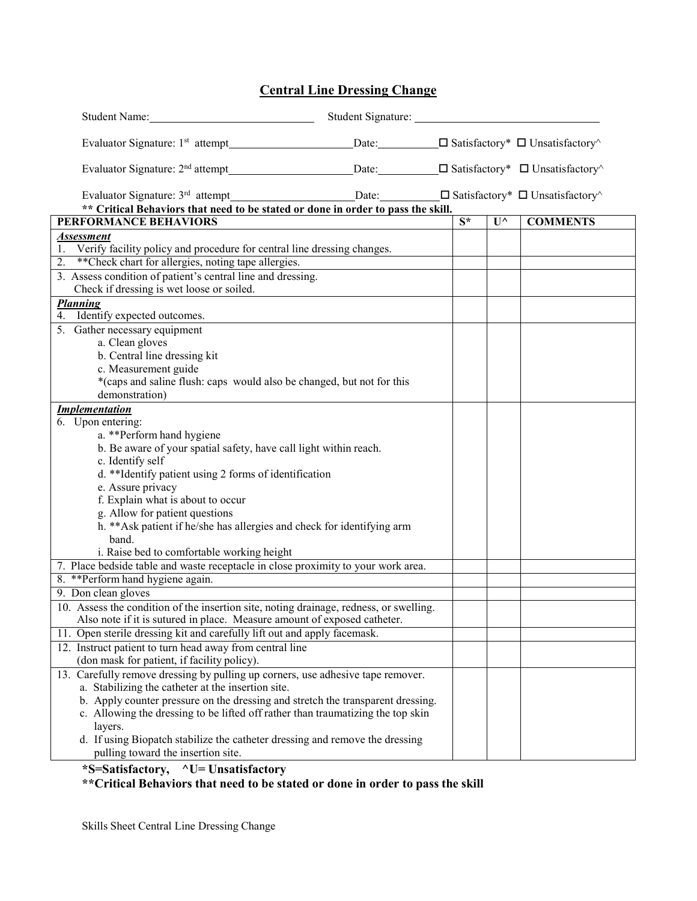# Central Line Dressing Change

Student Name: \_\_\_\_\_\_\_\_\_\_\_\_\_\_\_\_\_\_\_\_ Student Signature: \_\_\_\_\_\_\_\_\_\_\_\_\_\_\_\_\_\_\_\_

Evaluator Signature: 1st attempt\_\_\_\_\_\_\_\_\_\_\_\_\_\_\_\_\_\_ Date:\_\_\_\_\_\_\_\_\_\_ ☐ Satisfactory* ☐ Unsatisfactory^

Evaluator Signature: 2nd attempt\_\_\_\_\_\_\_\_\_\_\_\_\_\_\_\_\_\_ Date:\_\_\_\_\_\_\_\_\_\_ ☐ Satisfactory* ☐ Unsatisfactory^

Evaluator Signature: 3rd attempt\_\_\_\_\_\_\_\_\_\_\_\_\_\_\_\_\_\_ Date:\_\_\_\_\_\_\_\_\_\_ ☐ Satisfactory* ☐ Unsatisfactory^

**\*\* Critical Behaviors that need to be stated or done in order to pass the skill.**

| PERFORMANCE BEHAVIORS | S* | U^ | COMMENTS |
|---|---|---|---|
| ***Assessment***<br>1. Verify facility policy and procedure for central line dressing changes. | | | |
| 2. **Check chart for allergies, noting tape allergies. | | | |
| 3. Assess condition of patient's central line and dressing.<br>Check if dressing is wet loose or soiled. | | | |
| ***Planning***<br>4. Identify expected outcomes. | | | |
| 5. Gather necessary equipment<br>a. Clean gloves<br>b. Central line dressing kit<br>c. Measurement guide<br>*(caps and saline flush: caps would also be changed, but not for this demonstration) | | | |
| ***Implementation***<br>6. Upon entering:<br>a. **Perform hand hygiene<br>b. Be aware of your spatial safety, have call light within reach.<br>c. Identify self<br>d. **Identify patient using 2 forms of identification<br>e. Assure privacy<br>f. Explain what is about to occur<br>g. Allow for patient questions<br>h. **Ask patient if he/she has allergies and check for identifying arm band.<br>i. Raise bed to comfortable working height | | | |
| 7. Place bedside table and waste receptacle in close proximity to your work area. | | | |
| 8. **Perform hand hygiene again. | | | |
| 9. Don clean gloves | | | |
| 10. Assess the condition of the insertion site, noting drainage, redness, or swelling. Also note if it is sutured in place. Measure amount of exposed catheter. | | | |
| 11. Open sterile dressing kit and carefully lift out and apply facemask. | | | |
| 12. Instruct patient to turn head away from central line (don mask for patient, if facility policy). | | | |
| 13. Carefully remove dressing by pulling up corners, use adhesive tape remover.<br>a. Stabilizing the catheter at the insertion site.<br>b. Apply counter pressure on the dressing and stretch the transparent dressing.<br>c. Allowing the dressing to be lifted off rather than traumatizing the top skin layers.<br>d. If using Biopatch stabilize the catheter dressing and remove the dressing pulling toward the insertion site. | | | |

**\*S=Satisfactory, ^U= Unsatisfactory**

**\*\*Critical Behaviors that need to be stated or done in order to pass the skill**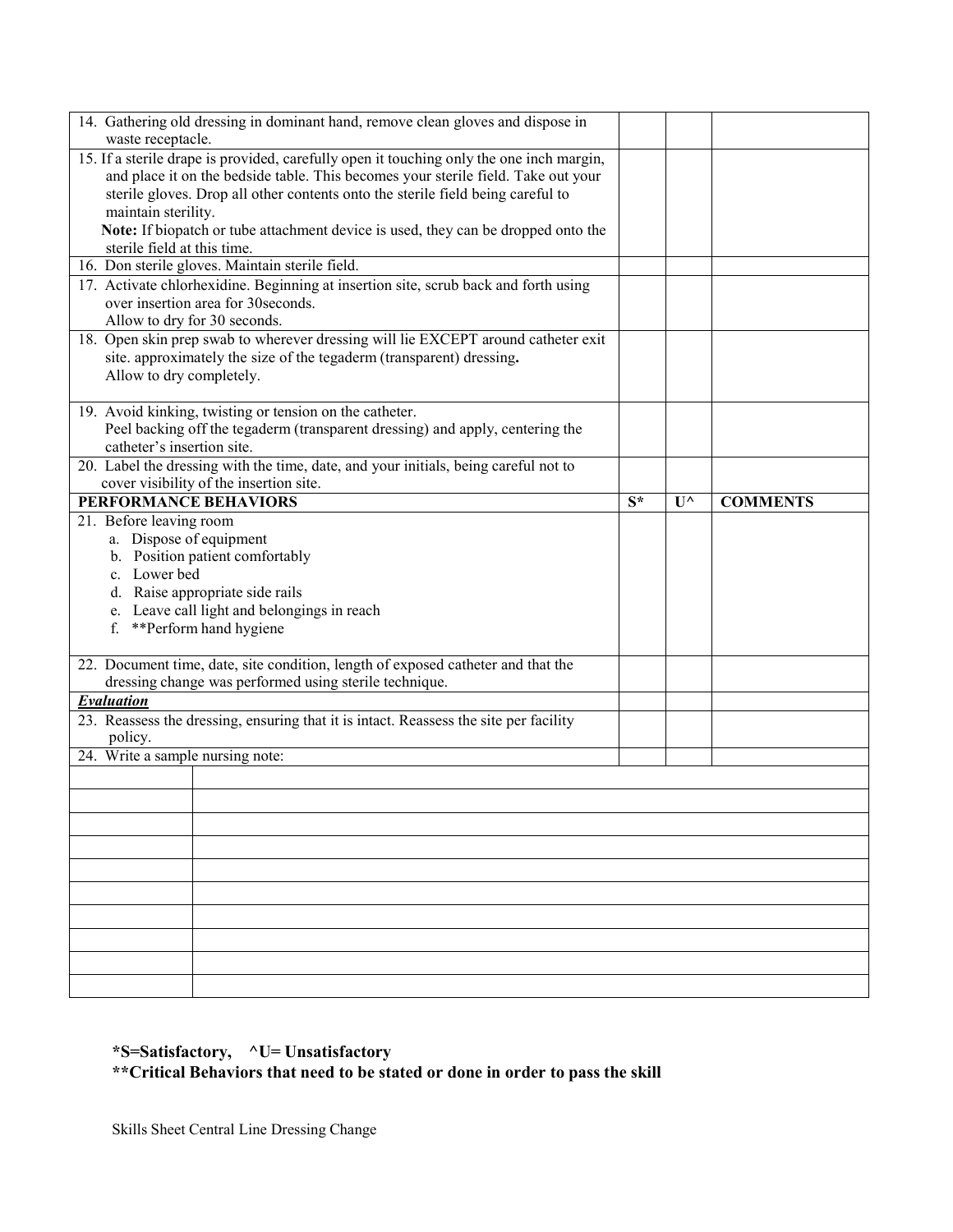| | | | |
|---|---|---|---|
| 14. Gathering old dressing in dominant hand, remove clean gloves and dispose in waste receptacle. | | | |
| 15. If a sterile drape is provided, carefully open it touching only the one inch margin, and place it on the bedside table. This becomes your sterile field. Take out your sterile gloves. Drop all other contents onto the sterile field being careful to maintain sterility. **Note:** If biopatch or tube attachment device is used, they can be dropped onto the sterile field at this time. | | | |
| 16. Don sterile gloves. Maintain sterile field. | | | |
| 17. Activate chlorhexidine. Beginning at insertion site, scrub back and forth using over insertion area for 30seconds. Allow to dry for 30 seconds. | | | |
| 18. Open skin prep swab to wherever dressing will lie EXCEPT around catheter exit site. approximately the size of the tegaderm (transparent) dressing**.** Allow to dry completely. | | | |
| 19. Avoid kinking, twisting or tension on the catheter. Peel backing off the tegaderm (transparent dressing) and apply, centering the catheter's insertion site. | | | |
| 20. Label the dressing with the time, date, and your initials, being careful not to cover visibility of the insertion site. | | | |
| **PERFORMANCE BEHAVIORS** | **S*** | **U^** | **COMMENTS** |
| 21. Before leaving room<br>a. Dispose of equipment<br>b. Position patient comfortably<br>c. Lower bed<br>d. Raise appropriate side rails<br>e. Leave call light and belongings in reach<br>f. **Perform hand hygiene | | | |
| 22. Document time, date, site condition, length of exposed catheter and that the dressing change was performed using sterile technique. | | | |
| ***Evaluation*** | | | |
| 23. Reassess the dressing, ensuring that it is intact. Reassess the site per facility policy. | | | |
| 24. Write a sample nursing note: | | | |

| | |
|---|---|
| | |
| | |
| | |
| | |
| | |
| | |
| | |
| | |
| | |
| | |

**\*S=Satisfactory, ^U= Unsatisfactory**

**\*\*Critical Behaviors that need to be stated or done in order to pass the skill**

Skills Sheet Central Line Dressing Change